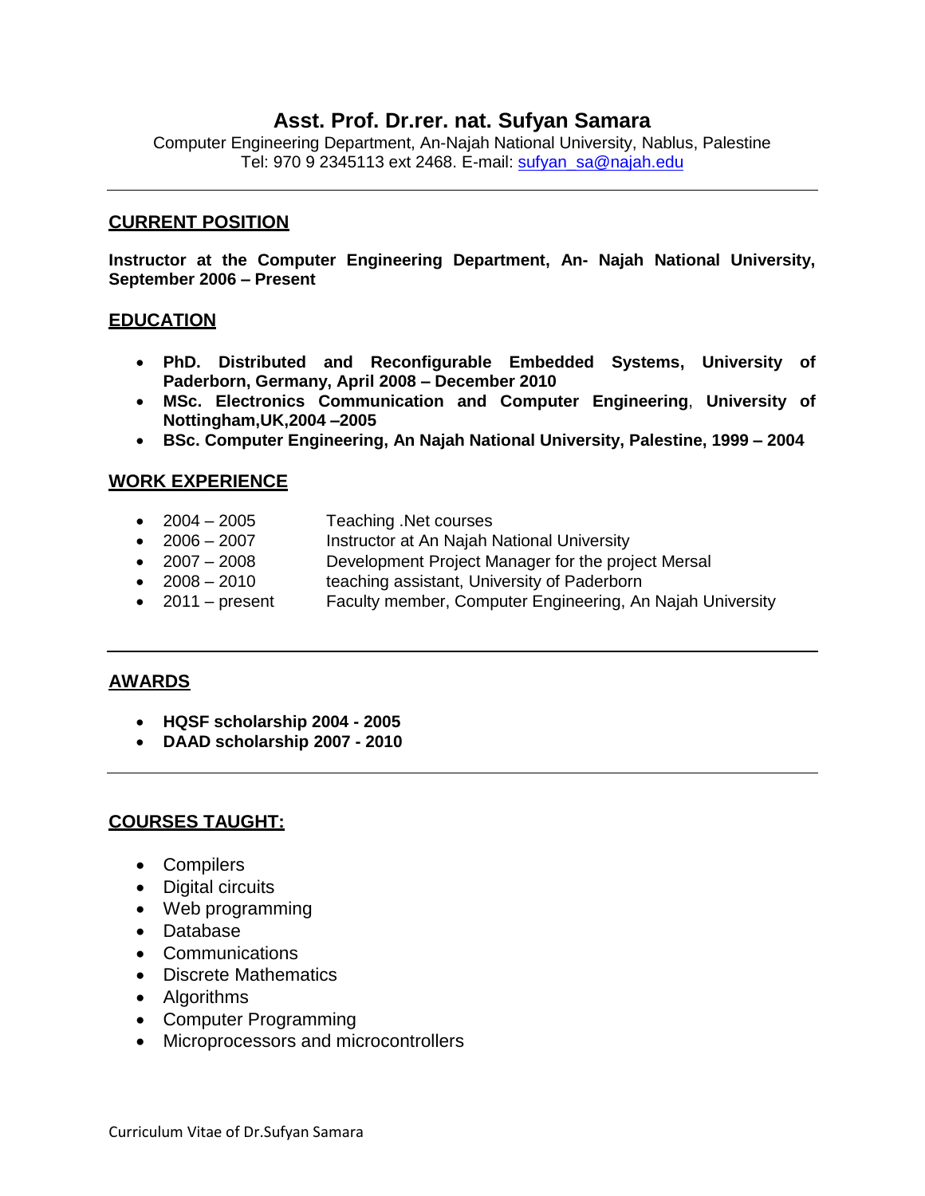# Asst. Prof. Dr.rer. nat. Sufyan Samara

Computer Engineering Department, An-Najah National University, Nablus, Palestine
Tel: 970 9 2345113 ext 2468. E-mail: sufyan_sa@najah.edu

---

## CURRENT POSITION

**Instructor at the Computer Engineering Department, An- Najah National University, September 2006 – Present**

## EDUCATION

- **PhD. Distributed and Reconfigurable Embedded Systems, University of Paderborn, Germany, April 2008 – December 2010**
- **MSc. Electronics Communication and Computer Engineering**, **University of Nottingham,UK,2004 –2005**
- **BSc. Computer Engineering, An Najah National University, Palestine, 1999 – 2004**

## WORK EXPERIENCE

- 2004 – 2005 Teaching .Net courses
- 2006 – 2007 Instructor at An Najah National University
- 2007 – 2008 Development Project Manager for the project Mersal
- 2008 – 2010 teaching assistant, University of Paderborn
- 2011 – present Faculty member, Computer Engineering, An Najah University

---

## AWARDS

- **HQSF scholarship 2004 - 2005**
- **DAAD scholarship 2007 - 2010**

---

## COURSES TAUGHT:

- Compilers
- Digital circuits
- Web programming
- Database
- Communications
- Discrete Mathematics
- Algorithms
- Computer Programming
- Microprocessors and microcontrollers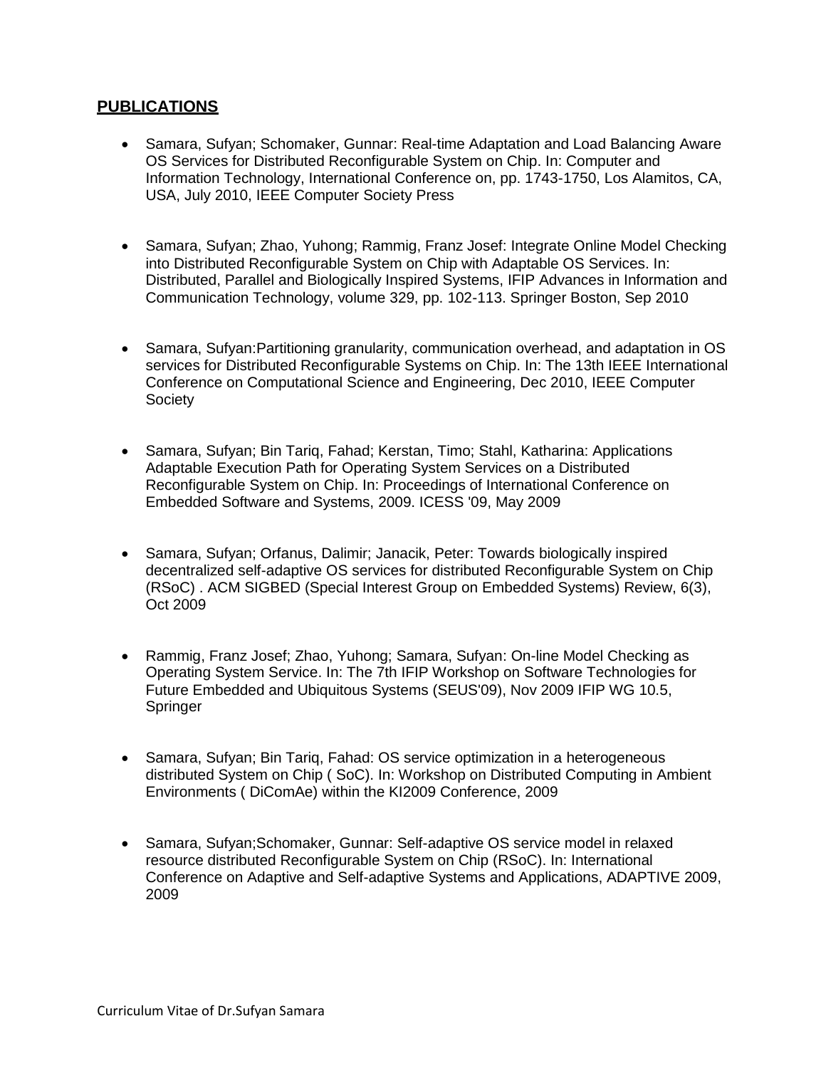## PUBLICATIONS

- Samara, Sufyan; Schomaker, Gunnar: Real-time Adaptation and Load Balancing Aware OS Services for Distributed Reconfigurable System on Chip. In: Computer and Information Technology, International Conference on, pp. 1743-1750, Los Alamitos, CA, USA, July 2010, IEEE Computer Society Press

- Samara, Sufyan; Zhao, Yuhong; Rammig, Franz Josef: Integrate Online Model Checking into Distributed Reconfigurable System on Chip with Adaptable OS Services. In: Distributed, Parallel and Biologically Inspired Systems, IFIP Advances in Information and Communication Technology, volume 329, pp. 102-113. Springer Boston, Sep 2010

- Samara, Sufyan:Partitioning granularity, communication overhead, and adaptation in OS services for Distributed Reconfigurable Systems on Chip. In: The 13th IEEE International Conference on Computational Science and Engineering, Dec 2010, IEEE Computer Society

- Samara, Sufyan; Bin Tariq, Fahad; Kerstan, Timo; Stahl, Katharina: Applications Adaptable Execution Path for Operating System Services on a Distributed Reconfigurable System on Chip. In: Proceedings of International Conference on Embedded Software and Systems, 2009. ICESS '09, May 2009

- Samara, Sufyan; Orfanus, Dalimir; Janacik, Peter: Towards biologically inspired decentralized self-adaptive OS services for distributed Reconfigurable System on Chip (RSoC) . ACM SIGBED (Special Interest Group on Embedded Systems) Review, 6(3), Oct 2009

- Rammig, Franz Josef; Zhao, Yuhong; Samara, Sufyan: On-line Model Checking as Operating System Service. In: The 7th IFIP Workshop on Software Technologies for Future Embedded and Ubiquitous Systems (SEUS'09), Nov 2009 IFIP WG 10.5, Springer

- Samara, Sufyan; Bin Tariq, Fahad: OS service optimization in a heterogeneous distributed System on Chip ( SoC). In: Workshop on Distributed Computing in Ambient Environments ( DiComAe) within the KI2009 Conference, 2009

- Samara, Sufyan;Schomaker, Gunnar: Self-adaptive OS service model in relaxed resource distributed Reconfigurable System on Chip (RSoC). In: International Conference on Adaptive and Self-adaptive Systems and Applications, ADAPTIVE 2009, 2009